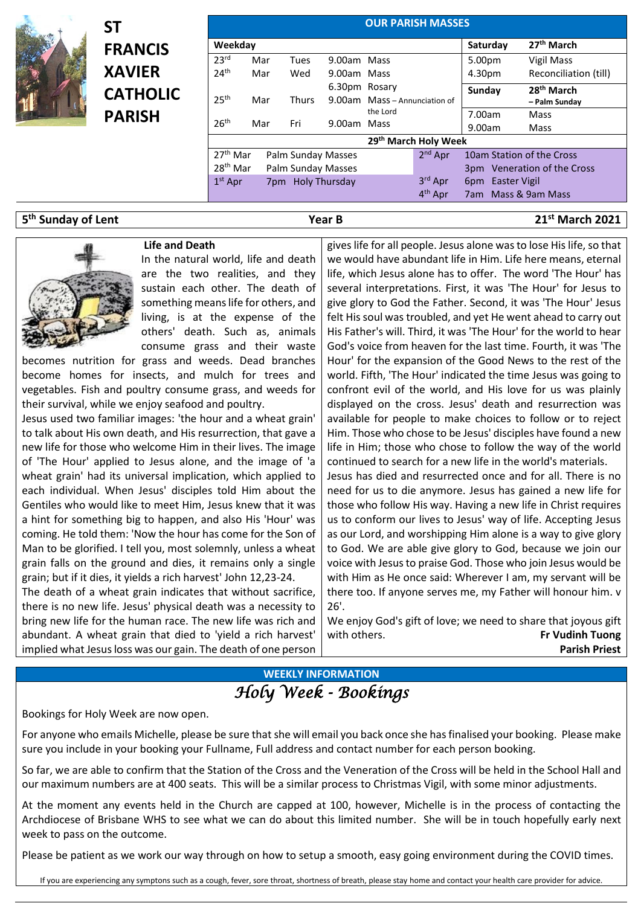# ST FRANCIS XAVIER CATHOLIC PARISH

## OUR PARISH MASSES

| Weekday | | | | | Saturday | 27th March |
|---|---|---|---|---|---|---|
| 23rd | Mar | Tues | 9.00am | Mass | 5.00pm | Vigil Mass |
| 24th | Mar | Wed | 9.00am | Mass | 4.30pm | Reconciliation (till) |
| | | | 6.30pm | Rosary | **Sunday** | **28th March – Palm Sunday** |
| 25th | Mar | Thurs | 9.00am | Mass – Annunciation of the Lord | 7.00am | Mass |
| 26th | Mar | Fri | 9.00am | Mass | 9.00am | Mass |

**29th March Holy Week**

| | | | |
|---|---|---|---|
| 27th Mar | Palm Sunday Masses | 2nd Apr | 10am Station of the Cross |
| 28th Mar | Palm Sunday Masses | | 3pm Veneration of the Cross |
| 1st Apr | 7pm Holy Thursday | 3rd Apr | 6pm Easter Vigil |
| | | 4th Apr | 7am Mass & 9am Mass |

**5th Sunday of Lent** | **Year B** | **21st March 2021**

### Life and Death

In the natural world, life and death are the two realities, and they sustain each other. The death of something means life for others, and living, is at the expense of the others' death. Such as, animals consume grass and their waste becomes nutrition for grass and weeds. Dead branches become homes for insects, and mulch for trees and vegetables. Fish and poultry consume grass, and weeds for their survival, while we enjoy seafood and poultry.

Jesus used two familiar images: 'the hour and a wheat grain' to talk about His own death, and His resurrection, that gave a new life for those who welcome Him in their lives. The image of 'The Hour' applied to Jesus alone, and the image of 'a wheat grain' had its universal implication, which applied to each individual. When Jesus' disciples told Him about the Gentiles who would like to meet Him, Jesus knew that it was a hint for something big to happen, and also His 'Hour' was coming. He told them: 'Now the hour has come for the Son of Man to be glorified. I tell you, most solemnly, unless a wheat grain falls on the ground and dies, it remains only a single grain; but if it dies, it yields a rich harvest' John 12,23-24.

The death of a wheat grain indicates that without sacrifice, there is no new life. Jesus' physical death was a necessity to bring new life for the human race. The new life was rich and abundant. A wheat grain that died to 'yield a rich harvest' implied what Jesus loss was our gain. The death of one person gives life for all people. Jesus alone was to lose His life, so that we would have abundant life in Him. Life here means, eternal life, which Jesus alone has to offer. The word 'The Hour' has several interpretations. First, it was 'The Hour' for Jesus to give glory to God the Father. Second, it was 'The Hour' Jesus felt His soul was troubled, and yet He went ahead to carry out His Father's will. Third, it was 'The Hour' for the world to hear God's voice from heaven for the last time. Fourth, it was 'The Hour' for the expansion of the Good News to the rest of the world. Fifth, 'The Hour' indicated the time Jesus was going to confront evil of the world, and His love for us was plainly displayed on the cross. Jesus' death and resurrection was available for people to make choices to follow or to reject Him. Those who chose to be Jesus' disciples have found a new life in Him; those who chose to follow the way of the world continued to search for a new life in the world's materials.

Jesus has died and resurrected once and for all. There is no need for us to die anymore. Jesus has gained a new life for those who follow His way. Having a new life in Christ requires us to conform our lives to Jesus' way of life. Accepting Jesus as our Lord, and worshipping Him alone is a way to give glory to God. We are able give glory to God, because we join our voice with Jesus to praise God. Those who join Jesus would be with Him as He once said: Wherever I am, my servant will be there too. If anyone serves me, my Father will honour him. v 26'.

We enjoy God's gift of love; we need to share that joyous gift with others.

**Fr Vudinh Tuong**
**Parish Priest**

## WEEKLY INFORMATION

### *Holy Week - Bookings*

Bookings for Holy Week are now open.

For anyone who emails Michelle, please be sure that she will email you back once she has finalised your booking. Please make sure you include in your booking your Fullname, Full address and contact number for each person booking.

So far, we are able to confirm that the Station of the Cross and the Veneration of the Cross will be held in the School Hall and our maximum numbers are at 400 seats. This will be a similar process to Christmas Vigil, with some minor adjustments.

At the moment any events held in the Church are capped at 100, however, Michelle is in the process of contacting the Archdiocese of Brisbane WHS to see what we can do about this limited number. She will be in touch hopefully early next week to pass on the outcome.

Please be patient as we work our way through on how to setup a smooth, easy going environment during the COVID times.

If you are experiencing any symptons such as a cough, fever, sore throat, shortness of breath, please stay home and contact your health care provider for advice.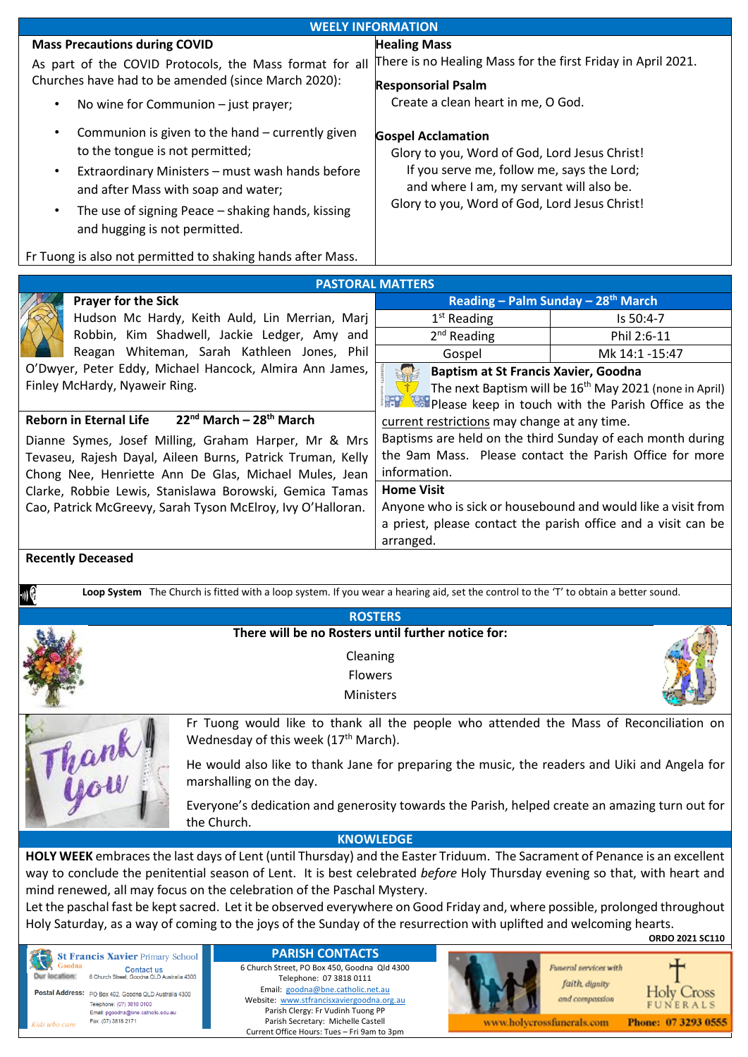## WEELY INFORMATION

### Mass Precautions during COVID

As part of the COVID Protocols, the Mass format for all Churches have had to be amended (since March 2020):

- No wine for Communion – just prayer;
- Communion is given to the hand – currently given to the tongue is not permitted;
- Extraordinary Ministers – must wash hands before and after Mass with soap and water;
- The use of signing Peace – shaking hands, kissing and hugging is not permitted.

Fr Tuong is also not permitted to shaking hands after Mass.

### Healing Mass

There is no Healing Mass for the first Friday in April 2021.

### Responsorial Psalm

Create a clean heart in me, O God.

### Gospel Acclamation

Glory to you, Word of God, Lord Jesus Christ!
If you serve me, follow me, says the Lord;
and where I am, my servant will also be.
Glory to you, Word of God, Lord Jesus Christ!

## PASTORAL MATTERS

### Prayer for the Sick

Hudson Mc Hardy, Keith Auld, Lin Merrian, Marj Robbin, Kim Shadwell, Jackie Ledger, Amy and Reagan Whiteman, Sarah Kathleen Jones, Phil O'Dwyer, Peter Eddy, Michael Hancock, Almira Ann James, Finley McHardy, Nyaweir Ring.

### Reborn in Eternal Life 22nd March – 28th March

Dianne Symes, Josef Milling, Graham Harper, Mr & Mrs Tevaseu, Rajesh Dayal, Aileen Burns, Patrick Truman, Kelly Chong Nee, Henriette Ann De Glas, Michael Mules, Jean Clarke, Robbie Lewis, Stanislawa Borowski, Gemica Tamas Cao, Patrick McGreevy, Sarah Tyson McElroy, Ivy O'Halloran.

### Reading – Palm Sunday – 28th March

| | |
|---|---|
| 1st Reading | Is 50:4-7 |
| 2nd Reading | Phil 2:6-11 |
| Gospel | Mk 14:1 -15:47 |

### Baptism at St Francis Xavier, Goodna

The next Baptism will be 16th May 2021 (none in April)
Please keep in touch with the Parish Office as the current restrictions may change at any time.

Baptisms are held on the third Sunday of each month during the 9am Mass. Please contact the Parish Office for more information.

### Home Visit

Anyone who is sick or housebound and would like a visit from a priest, please contact the parish office and a visit can be arranged.

### Recently Deceased

**Loop System** The Church is fitted with a loop system. If you wear a hearing aid, set the control to the 'T' to obtain a better sound.

## ROSTERS

**There will be no Rosters until further notice for:**

Cleaning
Flowers
Ministers

Fr Tuong would like to thank all the people who attended the Mass of Reconciliation on Wednesday of this week (17th March).

He would also like to thank Jane for preparing the music, the readers and Uiki and Angela for marshalling on the day.

Everyone's dedication and generosity towards the Parish, helped create an amazing turn out for the Church.

## KNOWLEDGE

**HOLY WEEK** embraces the last days of Lent (until Thursday) and the Easter Triduum. The Sacrament of Penance is an excellent way to conclude the penitential season of Lent. It is best celebrated *before* Holy Thursday evening so that, with heart and mind renewed, all may focus on the celebration of the Paschal Mystery.

Let the paschal fast be kept sacred. Let it be observed everywhere on Good Friday and, where possible, prolonged throughout Holy Saturday, as a way of coming to the joys of the Sunday of the resurrection with uplifted and welcoming hearts.

**ORDO 2021 SC110**

**St Francis Xavier Primary School Goodna**
Contact us
Our location: 6 Church Street, Goodna QLD Australia 4300
Postal Address: PO Box 402, Goodna QLD Australia 4300
Telephone: (07) 3818 0100
Email: pgoodna@bne.catholic.edu.au
Fax: (07) 3818 2171
Kids who care

## PARISH CONTACTS

6 Church Street, PO Box 450, Goodna Qld 4300
Telephone: 07 3818 0111
Email: goodna@bne.catholic.net.au
Website: www.stfrancisxaviergoodna.org.au
Parish Clergy: Fr Vudinh Tuong PP
Parish Secretary: Michelle Castell
Current Office Hours: Tues – Fri 9am to 3pm

Funeral services with faith, dignity and compassion
Holy Cross FUNERALS
www.holycrossfunerals.com Phone: 07 3293 0555